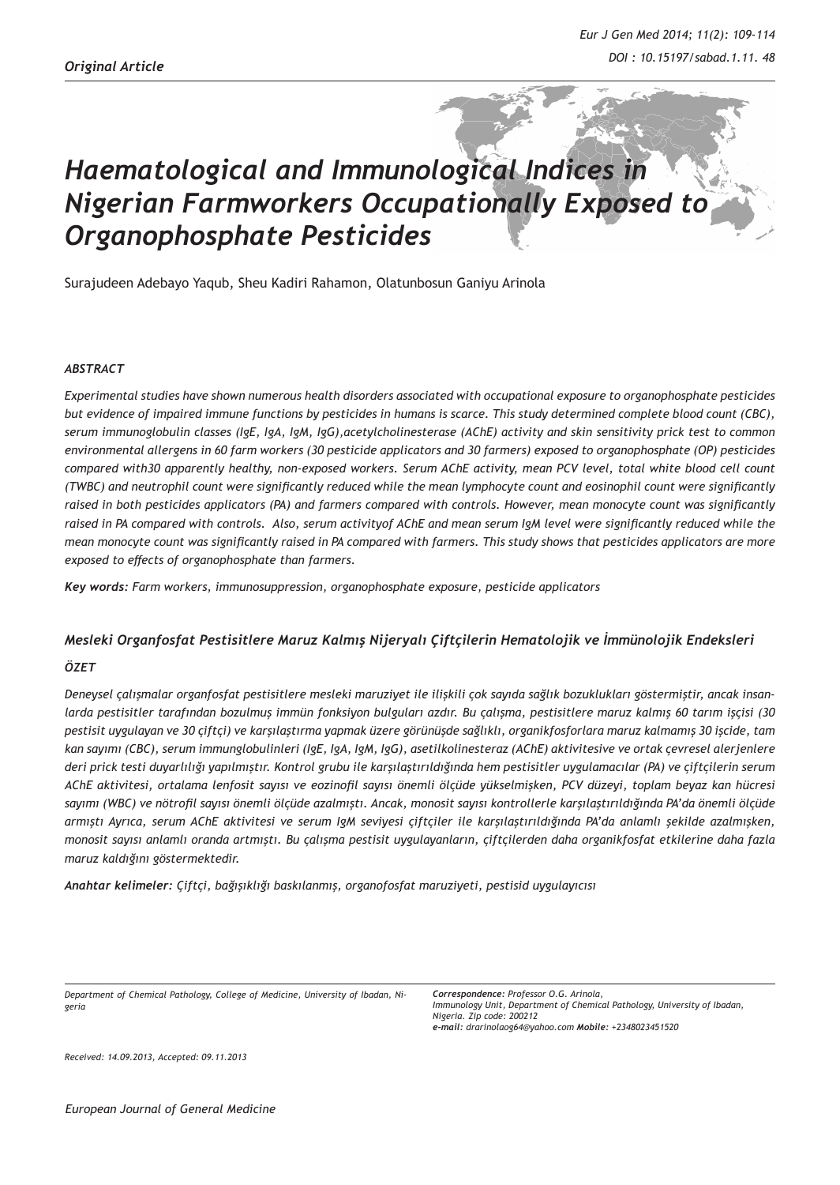*Original Article*

# *Haematological and Immunological Indices in Nigerian Farmworkers Occupationally Exposed to Organophosphate Pesticides*

Surajudeen Adebayo Yaqub, Sheu Kadiri Rahamon, Olatunbosun Ganiyu Arinola

### *ABSTRACT*

*Experimental studies have shown numerous health disorders associated with occupational exposure to organophosphate pesticides but evidence of impaired immune functions by pesticides in humans is scarce. This study determined complete blood count (CBC), serum immunoglobulin classes (IgE, IgA, IgM, IgG),acetylcholinesterase (AChE) activity and skin sensitivity prick test to common environmental allergens in 60 farm workers (30 pesticide applicators and 30 farmers) exposed to organophosphate (OP) pesticides compared with30 apparently healthy, non-exposed workers. Serum AChE activity, mean PCV level, total white blood cell count (TWBC) and neutrophil count were significantly reduced while the mean lymphocyte count and eosinophil count were significantly raised in both pesticides applicators (PA) and farmers compared with controls. However, mean monocyte count was significantly raised in PA compared with controls. Also, serum activityof AChE and mean serum IgM level were significantly reduced while the mean monocyte count was significantly raised in PA compared with farmers. This study shows that pesticides applicators are more exposed to effects of organophosphate than farmers.*

***Key words:*** *Farm workers, immunosuppression, organophosphate exposure, pesticide applicators*

### *Mesleki Organfosfat Pestisitlere Maruz Kalmış Nijeryalı Çiftçilerin Hematolojik ve İmmünolojik Endeksleri*

### *ÖZET*

*Deneysel çalışmalar organfosfat pestisitlere mesleki maruziyet ile ilişkili çok sayıda sağlık bozuklukları göstermiştir, ancak insanlarda pestisitler tarafından bozulmuş immün fonksiyon bulguları azdır. Bu çalışma, pestisitlere maruz kalmış 60 tarım işçisi (30 pestisit uygulayan ve 30 çiftçi) ve karşılaştırma yapmak üzere görünüşde sağlıklı, organikfosforlara maruz kalmamış 30 işçide, tam kan sayımı (CBC), serum immunglobulinleri (IgE, IgA, IgM, IgG), asetilkolinesteraz (AChE) aktivitesive ve ortak çevresel alerjenlere deri prick testi duyarlılığı yapılmıştır. Kontrol grubu ile karşılaştırıldığında hem pestisitler uygulamacılar (PA) ve çiftçilerin serum AChE aktivitesi, ortalama lenfosit sayısı ve eozinofil sayısı önemli ölçüde yükselmişken, PCV düzeyi, toplam beyaz kan hücresi sayımı (WBC) ve nötrofil sayısı önemli ölçüde azalmıştı. Ancak, monosit sayısı kontrollerle karşılaştırıldığında PA'da önemli ölçüde armıştı Ayrıca, serum AChE aktivitesi ve serum IgM seviyesi çiftçiler ile karşılaştırıldığında PA'da anlamlı şekilde azalmışken, monosit sayısı anlamlı oranda artmıştı. Bu çalışma pestisit uygulayanların, çiftçilerden daha organikfosfat etkilerine daha fazla maruz kaldığını göstermektedir.*

***Anahtar kelimeler:*** *Çiftçi, bağışıklığı baskılanmış, organofosfat maruziyeti, pestisid uygulayıcısı*

*Department of Chemical Pathology, College of Medicine, University of Ibadan, Nigeria*

***Correspondence:*** *Professor O.G. Arinola, Immunology Unit, Department of Chemical Pathology, University of Ibadan, Nigeria. Zip code: 200212*
***e-mail:*** *drarinolaog64@yahoo.com* ***Mobile:*** *+2348023451520*

*Received: 14.09.2013, Accepted: 09.11.2013*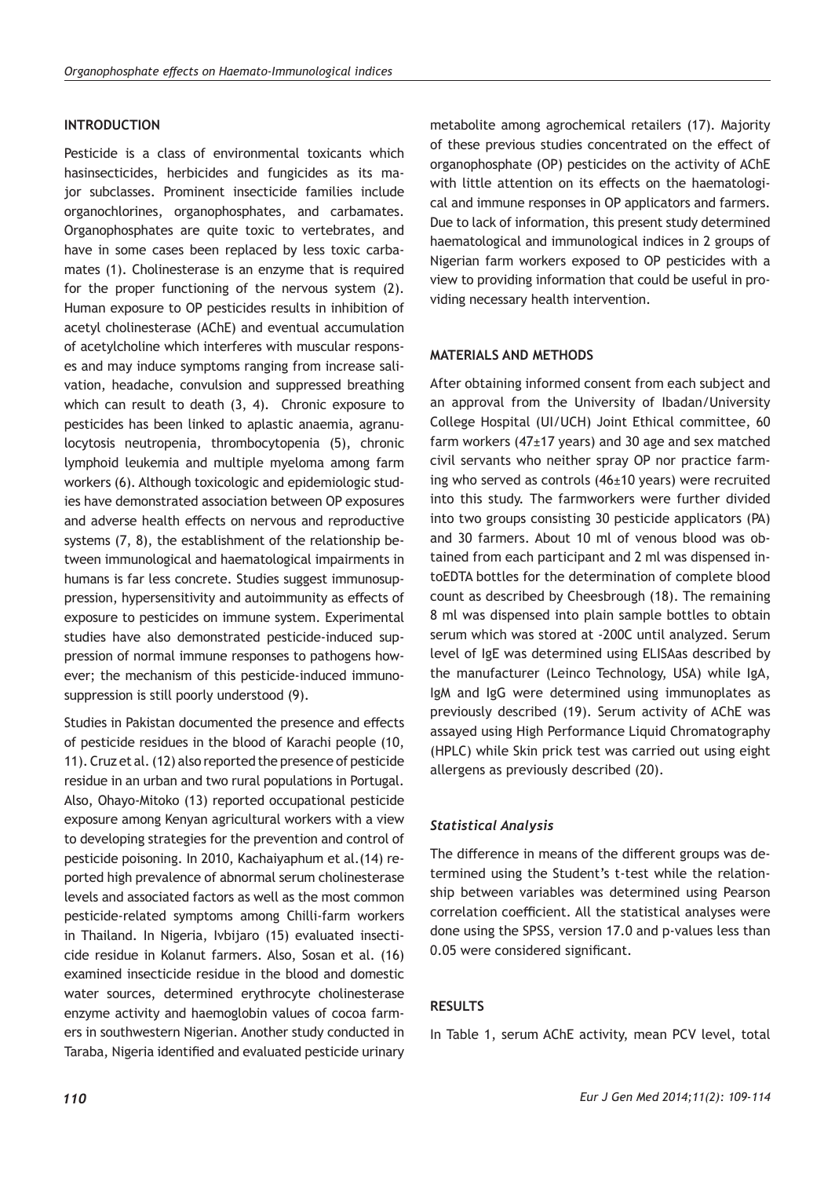## INTRODUCTION

Pesticide is a class of environmental toxicants which hasinsecticides, herbicides and fungicides as its major subclasses. Prominent insecticide families include organochlorines, organophosphates, and carbamates. Organophosphates are quite toxic to vertebrates, and have in some cases been replaced by less toxic carbamates (1). Cholinesterase is an enzyme that is required for the proper functioning of the nervous system (2). Human exposure to OP pesticides results in inhibition of acetyl cholinesterase (AChE) and eventual accumulation of acetylcholine which interferes with muscular responses and may induce symptoms ranging from increase salivation, headache, convulsion and suppressed breathing which can result to death (3, 4). Chronic exposure to pesticides has been linked to aplastic anaemia, agranulocytosis neutropenia, thrombocytopenia (5), chronic lymphoid leukemia and multiple myeloma among farm workers (6). Although toxicologic and epidemiologic studies have demonstrated association between OP exposures and adverse health effects on nervous and reproductive systems (7, 8), the establishment of the relationship between immunological and haematological impairments in humans is far less concrete. Studies suggest immunosuppression, hypersensitivity and autoimmunity as effects of exposure to pesticides on immune system. Experimental studies have also demonstrated pesticide-induced suppression of normal immune responses to pathogens however; the mechanism of this pesticide-induced immunosuppression is still poorly understood (9).

Studies in Pakistan documented the presence and effects of pesticide residues in the blood of Karachi people (10, 11). Cruz et al. (12) also reported the presence of pesticide residue in an urban and two rural populations in Portugal. Also, Ohayo-Mitoko (13) reported occupational pesticide exposure among Kenyan agricultural workers with a view to developing strategies for the prevention and control of pesticide poisoning. In 2010, Kachaiyaphum et al.(14) reported high prevalence of abnormal serum cholinesterase levels and associated factors as well as the most common pesticide-related symptoms among Chilli-farm workers in Thailand. In Nigeria, Ivbijaro (15) evaluated insecticide residue in Kolanut farmers. Also, Sosan et al. (16) examined insecticide residue in the blood and domestic water sources, determined erythrocyte cholinesterase enzyme activity and haemoglobin values of cocoa farmers in southwestern Nigerian. Another study conducted in Taraba, Nigeria identified and evaluated pesticide urinary metabolite among agrochemical retailers (17). Majority of these previous studies concentrated on the effect of organophosphate (OP) pesticides on the activity of AChE with little attention on its effects on the haematological and immune responses in OP applicators and farmers. Due to lack of information, this present study determined haematological and immunological indices in 2 groups of Nigerian farm workers exposed to OP pesticides with a view to providing information that could be useful in providing necessary health intervention.

## MATERIALS AND METHODS

After obtaining informed consent from each subject and an approval from the University of Ibadan/University College Hospital (UI/UCH) Joint Ethical committee, 60 farm workers (47±17 years) and 30 age and sex matched civil servants who neither spray OP nor practice farming who served as controls (46±10 years) were recruited into this study. The farmworkers were further divided into two groups consisting 30 pesticide applicators (PA) and 30 farmers. About 10 ml of venous blood was obtained from each participant and 2 ml was dispensed intoEDTA bottles for the determination of complete blood count as described by Cheesbrough (18). The remaining 8 ml was dispensed into plain sample bottles to obtain serum which was stored at -200C until analyzed. Serum level of IgE was determined using ELISAas described by the manufacturer (Leinco Technology, USA) while IgA, IgM and IgG were determined using immunoplates as previously described (19). Serum activity of AChE was assayed using High Performance Liquid Chromatography (HPLC) while Skin prick test was carried out using eight allergens as previously described (20).

### *Statistical Analysis*

The difference in means of the different groups was determined using the Student's t-test while the relationship between variables was determined using Pearson correlation coefficient. All the statistical analyses were done using the SPSS, version 17.0 and p-values less than 0.05 were considered significant.

## RESULTS

In Table 1, serum AChE activity, mean PCV level, total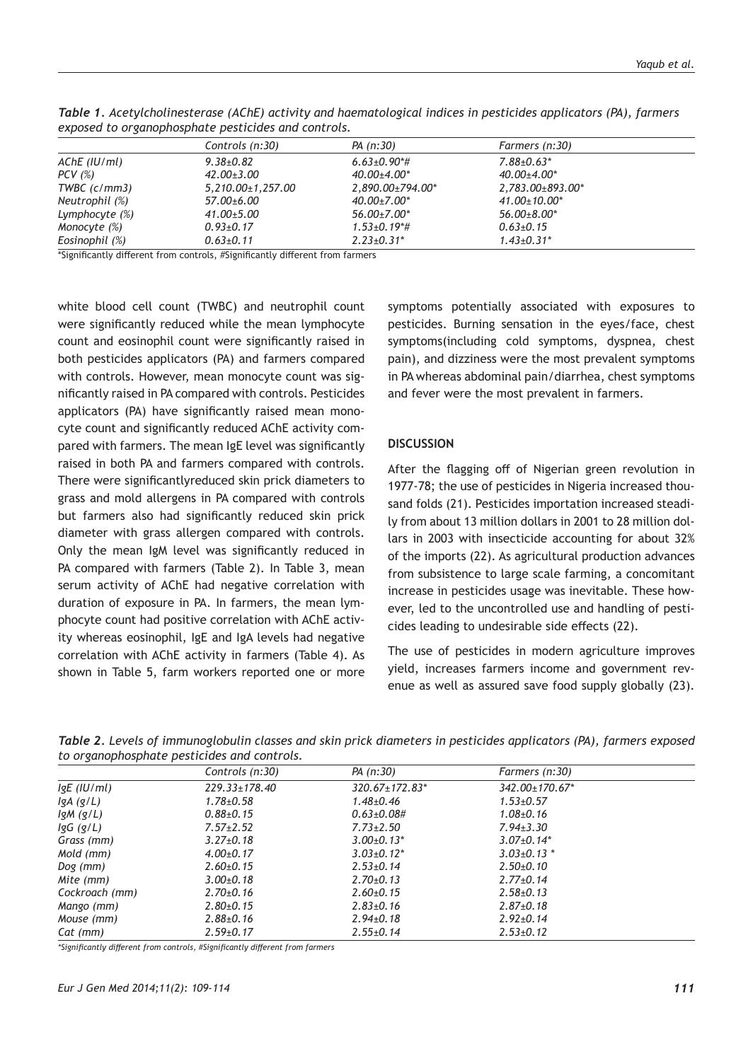*Table 1. Acetylcholinesterase (AChE) activity and haematological indices in pesticides applicators (PA), farmers exposed to organophosphate pesticides and controls.*

| | Controls (n:30) | PA (n:30) | Farmers (n:30) |
|---|---|---|---|
| AChE (IU/ml) | 9.38±0.82 | 6.63±0.90*# | 7.88±0.63* |
| PCV (%) | 42.00±3.00 | 40.00±4.00* | 40.00±4.00* |
| TWBC (c/mm3) | 5,210.00±1,257.00 | 2,890.00±794.00* | 2,783.00±893.00* |
| Neutrophil (%) | 57.00±6.00 | 40.00±7.00* | 41.00±10.00* |
| Lymphocyte (%) | 41.00±5.00 | 56.00±7.00* | 56.00±8.00* |
| Monocyte (%) | 0.93±0.17 | 1.53±0.19*# | 0.63±0.15 |
| Eosinophil (%) | 0.63±0.11 | 2.23±0.31* | 1.43±0.31* |

*Significantly different from controls, #Significantly different from farmers

white blood cell count (TWBC) and neutrophil count were significantly reduced while the mean lymphocyte count and eosinophil count were significantly raised in both pesticides applicators (PA) and farmers compared with controls. However, mean monocyte count was significantly raised in PA compared with controls. Pesticides applicators (PA) have significantly raised mean monocyte count and significantly reduced AChE activity compared with farmers. The mean IgE level was significantly raised in both PA and farmers compared with controls. There were significantlyreduced skin prick diameters to grass and mold allergens in PA compared with controls but farmers also had significantly reduced skin prick diameter with grass allergen compared with controls. Only the mean IgM level was significantly reduced in PA compared with farmers (Table 2). In Table 3, mean serum activity of AChE had negative correlation with duration of exposure in PA. In farmers, the mean lymphocyte count had positive correlation with AChE activity whereas eosinophil, IgE and IgA levels had negative correlation with AChE activity in farmers (Table 4). As shown in Table 5, farm workers reported one or more symptoms potentially associated with exposures to pesticides. Burning sensation in the eyes/face, chest symptoms(including cold symptoms, dyspnea, chest pain), and dizziness were the most prevalent symptoms in PA whereas abdominal pain/diarrhea, chest symptoms and fever were the most prevalent in farmers.

## DISCUSSION

After the flagging off of Nigerian green revolution in 1977-78; the use of pesticides in Nigeria increased thousand folds (21). Pesticides importation increased steadily from about 13 million dollars in 2001 to 28 million dollars in 2003 with insecticide accounting for about 32% of the imports (22). As agricultural production advances from subsistence to large scale farming, a concomitant increase in pesticides usage was inevitable. These however, led to the uncontrolled use and handling of pesticides leading to undesirable side effects (22).

The use of pesticides in modern agriculture improves yield, increases farmers income and government revenue as well as assured save food supply globally (23).

*Table 2. Levels of immunoglobulin classes and skin prick diameters in pesticides applicators (PA), farmers exposed to organophosphate pesticides and controls.*

| | Controls (n:30) | PA (n:30) | Farmers (n:30) |
|---|---|---|---|
| IgE (IU/ml) | 229.33±178.40 | 320.67±172.83* | 342.00±170.67* |
| IgA (g/L) | 1.78±0.58 | 1.48±0.46 | 1.53±0.57 |
| IgM (g/L) | 0.88±0.15 | 0.63±0.08# | 1.08±0.16 |
| IgG (g/L) | 7.57±2.52 | 7.73±2.50 | 7.94±3.30 |
| Grass (mm) | 3.27±0.18 | 3.00±0.13* | 3.07±0.14* |
| Mold (mm) | 4.00±0.17 | 3.03±0.12* | 3.03±0.13 * |
| Dog (mm) | 2.60±0.15 | 2.53±0.14 | 2.50±0.10 |
| Mite (mm) | 3.00±0.18 | 2.70±0.13 | 2.77±0.14 |
| Cockroach (mm) | 2.70±0.16 | 2.60±0.15 | 2.58±0.13 |
| Mango (mm) | 2.80±0.15 | 2.83±0.16 | 2.87±0.18 |
| Mouse (mm) | 2.88±0.16 | 2.94±0.18 | 2.92±0.14 |
| Cat (mm) | 2.59±0.17 | 2.55±0.14 | 2.53±0.12 |

*Significantly different from controls, #Significantly different from farmers*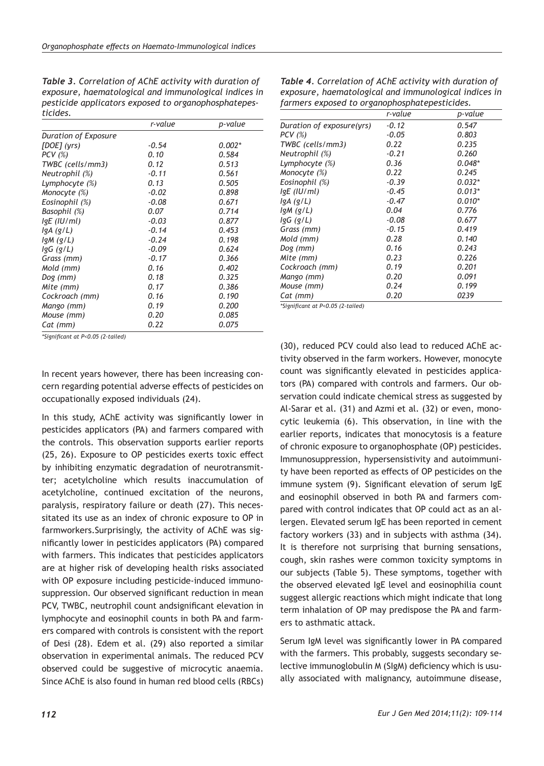*Table 3. Correlation of AChE activity with duration of exposure, haematological and immunological indices in pesticide applicators exposed to organophosphatepesticides.*

| | r-value | p-value |
|---|---|---|
| Duration of Exposure | | |
| [DOE] (yrs) | -0.54 | 0.002* |
| PCV (%) | 0.10 | 0.584 |
| TWBC (cells/mm3) | 0.12 | 0.513 |
| Neutrophil (%) | -0.11 | 0.561 |
| Lymphocyte (%) | 0.13 | 0.505 |
| Monocyte (%) | -0.02 | 0.898 |
| Eosinophil (%) | -0.08 | 0.671 |
| Basophil (%) | 0.07 | 0.714 |
| IgE (IU/ml) | -0.03 | 0.877 |
| IgA (g/L) | -0.14 | 0.453 |
| IgM (g/L) | -0.24 | 0.198 |
| IgG (g/L) | -0.09 | 0.624 |
| Grass (mm) | -0.17 | 0.366 |
| Mold (mm) | 0.16 | 0.402 |
| Dog (mm) | 0.18 | 0.325 |
| Mite (mm) | 0.17 | 0.386 |
| Cockroach (mm) | 0.16 | 0.190 |
| Mango (mm) | 0.19 | 0.200 |
| Mouse (mm) | 0.20 | 0.085 |
| Cat (mm) | 0.22 | 0.075 |

*Significant at P<0.05 (2-tailed)

*Table 4. Correlation of AChE activity with duration of exposure, haematological and immunological indices in farmers exposed to organophosphatepesticides.*

| | r-value | p-value |
|---|---|---|
| Duration of exposure(yrs) | -0.12 | 0.547 |
| PCV (%) | -0.05 | 0.803 |
| TWBC (cells/mm3) | 0.22 | 0.235 |
| Neutrophil (%) | -0.21 | 0.260 |
| Lymphocyte (%) | 0.36 | 0.048* |
| Monocyte (%) | 0.22 | 0.245 |
| Eosinophil (%) | -0.39 | 0.032* |
| IgE (IU/ml) | -0.45 | 0.013* |
| IgA (g/L) | -0.47 | 0.010* |
| IgM (g/L) | 0.04 | 0.776 |
| IgG (g/L) | -0.08 | 0.677 |
| Grass (mm) | -0.15 | 0.419 |
| Mold (mm) | 0.28 | 0.140 |
| Dog (mm) | 0.16 | 0.243 |
| Mite (mm) | 0.23 | 0.226 |
| Cockroach (mm) | 0.19 | 0.201 |
| Mango (mm) | 0.20 | 0.091 |
| Mouse (mm) | 0.24 | 0.199 |
| Cat (mm) | 0.20 | 0239 |

*Significant at P<0.05 (2-tailed)

In recent years however, there has been increasing concern regarding potential adverse effects of pesticides on occupationally exposed individuals (24).

In this study, AChE activity was significantly lower in pesticides applicators (PA) and farmers compared with the controls. This observation supports earlier reports (25, 26). Exposure to OP pesticides exerts toxic effect by inhibiting enzymatic degradation of neurotransmitter; acetylcholine which results inaccumulation of acetylcholine, continued excitation of the neurons, paralysis, respiratory failure or death (27). This necessitated its use as an index of chronic exposure to OP in farmworkers.Surprisingly, the activity of AChE was significantly lower in pesticides applicators (PA) compared with farmers. This indicates that pesticides applicators are at higher risk of developing health risks associated with OP exposure including pesticide-induced immunosuppression. Our observed significant reduction in mean PCV, TWBC, neutrophil count andsignificant elevation in lymphocyte and eosinophil counts in both PA and farmers compared with controls is consistent with the report of Desi (28). Edem et al. (29) also reported a similar observation in experimental animals. The reduced PCV observed could be suggestive of microcytic anaemia. Since AChE is also found in human red blood cells (RBCs) (30), reduced PCV could also lead to reduced AChE activity observed in the farm workers. However, monocyte count was significantly elevated in pesticides applicators (PA) compared with controls and farmers. Our observation could indicate chemical stress as suggested by Al-Sarar et al. (31) and Azmi et al. (32) or even, monocytic leukemia (6). This observation, in line with the earlier reports, indicates that monocytosis is a feature of chronic exposure to organophosphate (OP) pesticides. Immunosuppression, hypersensistivity and autoimmunity have been reported as effects of OP pesticides on the immune system (9). Significant elevation of serum IgE and eosinophil observed in both PA and farmers compared with control indicates that OP could act as an allergen. Elevated serum IgE has been reported in cement factory workers (33) and in subjects with asthma (34). It is therefore not surprising that burning sensations, cough, skin rashes were common toxicity symptoms in our subjects (Table 5). These symptoms, together with the observed elevated IgE level and eosinophilia count suggest allergic reactions which might indicate that long term inhalation of OP may predispose the PA and farmers to asthmatic attack.

Serum IgM level was significantly lower in PA compared with the farmers. This probably, suggests secondary selective immunoglobulin M (SIgM) deficiency which is usually associated with malignancy, autoimmune disease,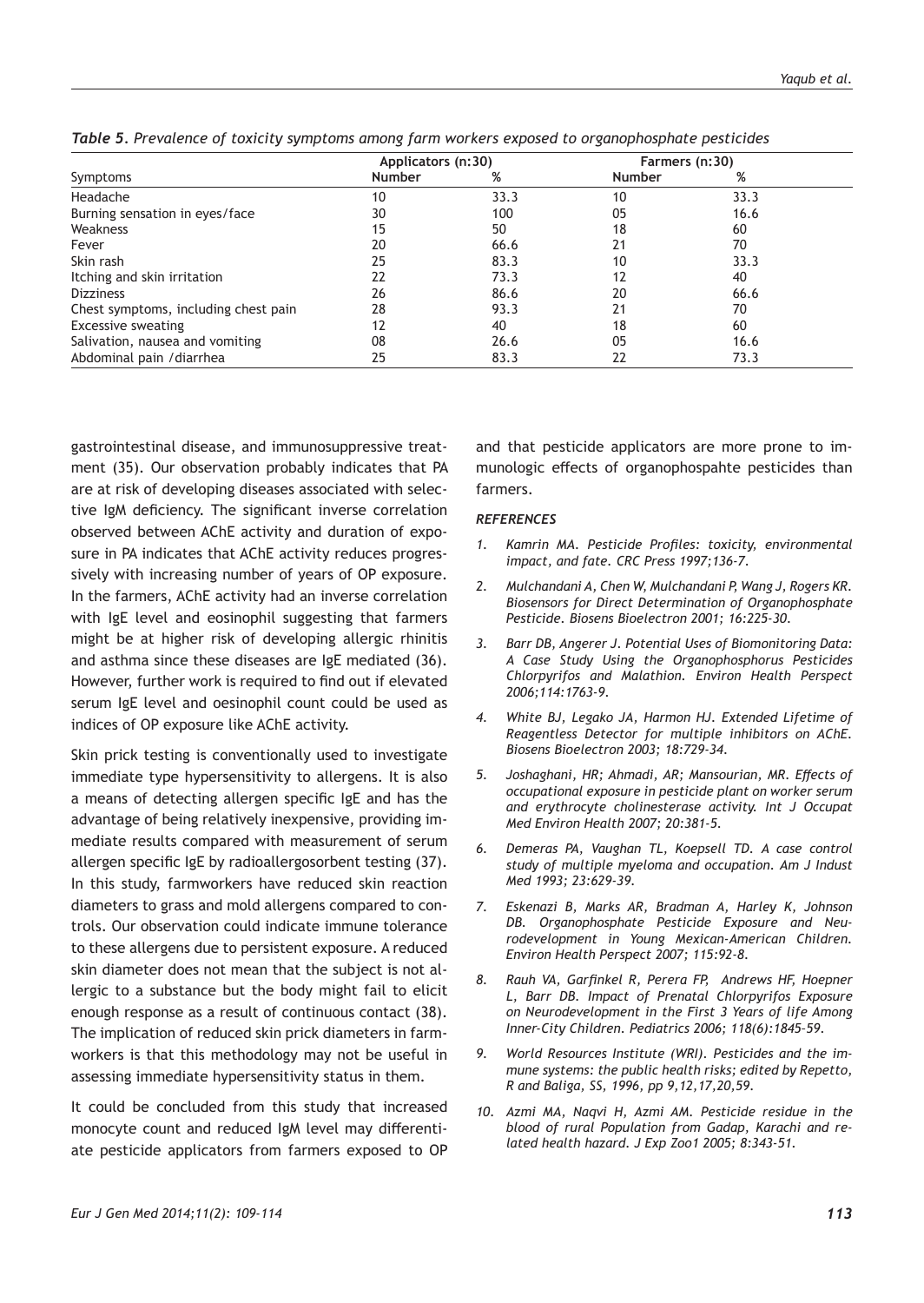*Table 5. Prevalence of toxicity symptoms among farm workers exposed to organophosphate pesticides*

| Symptoms | Applicators (n:30) | | Farmers (n:30) | |
|---|---|---|---|---|
| | Number | % | Number | % |
| Headache | 10 | 33.3 | 10 | 33.3 |
| Burning sensation in eyes/face | 30 | 100 | 05 | 16.6 |
| Weakness | 15 | 50 | 18 | 60 |
| Fever | 20 | 66.6 | 21 | 70 |
| Skin rash | 25 | 83.3 | 10 | 33.3 |
| Itching and skin irritation | 22 | 73.3 | 12 | 40 |
| Dizziness | 26 | 86.6 | 20 | 66.6 |
| Chest symptoms, including chest pain | 28 | 93.3 | 21 | 70 |
| Excessive sweating | 12 | 40 | 18 | 60 |
| Salivation, nausea and vomiting | 08 | 26.6 | 05 | 16.6 |
| Abdominal pain /diarrhea | 25 | 83.3 | 22 | 73.3 |

gastrointestinal disease, and immunosuppressive treatment (35). Our observation probably indicates that PA are at risk of developing diseases associated with selective IgM deficiency. The significant inverse correlation observed between AChE activity and duration of exposure in PA indicates that AChE activity reduces progressively with increasing number of years of OP exposure. In the farmers, AChE activity had an inverse correlation with IgE level and eosinophil suggesting that farmers might be at higher risk of developing allergic rhinitis and asthma since these diseases are IgE mediated (36). However, further work is required to find out if elevated serum IgE level and oesinophil count could be used as indices of OP exposure like AChE activity.

Skin prick testing is conventionally used to investigate immediate type hypersensitivity to allergens. It is also a means of detecting allergen specific IgE and has the advantage of being relatively inexpensive, providing immediate results compared with measurement of serum allergen specific IgE by radioallergosorbent testing (37). In this study, farmworkers have reduced skin reaction diameters to grass and mold allergens compared to controls. Our observation could indicate immune tolerance to these allergens due to persistent exposure. A reduced skin diameter does not mean that the subject is not allergic to a substance but the body might fail to elicit enough response as a result of continuous contact (38). The implication of reduced skin prick diameters in farmworkers is that this methodology may not be useful in assessing immediate hypersensitivity status in them.

It could be concluded from this study that increased monocyte count and reduced IgM level may differentiate pesticide applicators from farmers exposed to OP and that pesticide applicators are more prone to immunologic effects of organophospahte pesticides than farmers.

### REFERENCES

1. *Kamrin MA. Pesticide Profiles: toxicity, environmental impact, and fate. CRC Press 1997;136-7.*
2. *Mulchandani A, Chen W, Mulchandani P, Wang J, Rogers KR. Biosensors for Direct Determination of Organophosphate Pesticide. Biosens Bioelectron 2001; 16:225-30.*
3. *Barr DB, Angerer J. Potential Uses of Biomonitoring Data: A Case Study Using the Organophosphorus Pesticides Chlorpyrifos and Malathion. Environ Health Perspect 2006;114:1763-9.*
4. *White BJ, Legako JA, Harmon HJ. Extended Lifetime of Reagentless Detector for multiple inhibitors on AChE. Biosens Bioelectron 2003; 18:729-34.*
5. *Joshaghani, HR; Ahmadi, AR; Mansourian, MR. Effects of occupational exposure in pesticide plant on worker serum and erythrocyte cholinesterase activity. Int J Occupat Med Environ Health 2007; 20:381-5.*
6. *Demeras PA, Vaughan TL, Koepsell TD. A case control study of multiple myeloma and occupation. Am J Indust Med 1993; 23:629-39.*
7. *Eskenazi B, Marks AR, Bradman A, Harley K, Johnson DB. Organophosphate Pesticide Exposure and Neurodevelopment in Young Mexican-American Children. Environ Health Perspect 2007; 115:92-8.*
8. *Rauh VA, Garfinkel R, Perera FP, Andrews HF, Hoepner L, Barr DB. Impact of Prenatal Chlorpyrifos Exposure on Neurodevelopment in the First 3 Years of life Among Inner-City Children. Pediatrics 2006; 118(6):1845-59.*
9. *World Resources Institute (WRI). Pesticides and the immune systems: the public health risks; edited by Repetto, R and Baliga, SS, 1996, pp 9,12,17,20,59.*
10. *Azmi MA, Naqvi H, Azmi AM. Pesticide residue in the blood of rural Population from Gadap, Karachi and related health hazard. J Exp Zoo1 2005; 8:343-51.*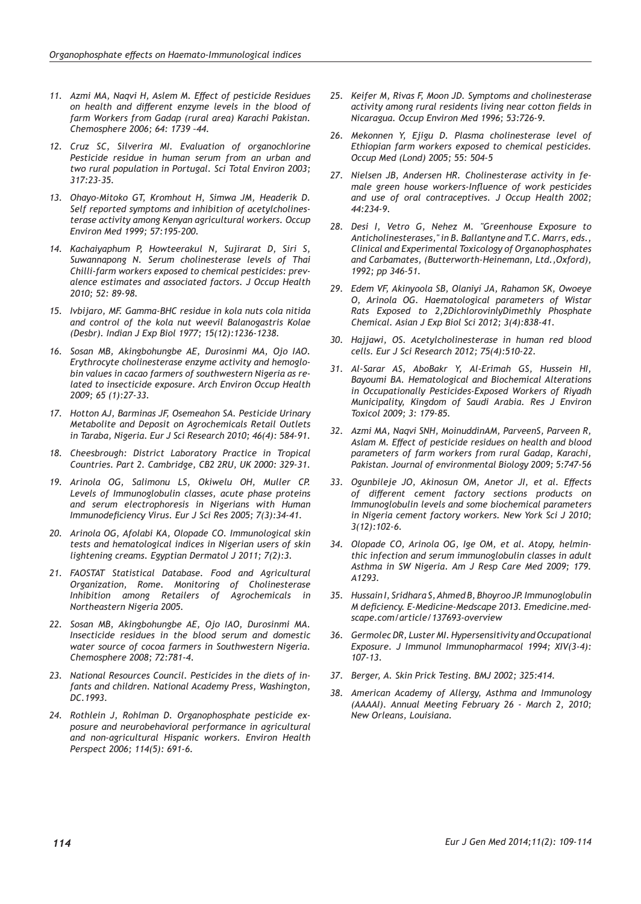11. Azmi MA, Naqvi H, Aslem M. Effect of pesticide Residues on health and different enzyme levels in the blood of farm Workers from Gadap (rural area) Karachi Pakistan. Chemosphere 2006; 64: 1739 -44.

12. Cruz SC, Silverira MI. Evaluation of organochlorine Pesticide residue in human serum from an urban and two rural population in Portugal. Sci Total Environ 2003; 317:23-35.

13. Ohayo-Mitoko GT, Kromhout H, Simwa JM, Headerik D. Self reported symptoms and inhibition of acetylcholinesterase activity among Kenyan agricultural workers. Occup Environ Med 1999; 57:195-200.

14. Kachaiyaphum P, Howteerakul N, Sujirarat D, Siri S, Suwannapong N. Serum cholinesterase levels of Thai Chilli-farm workers exposed to chemical pesticides: prevalence estimates and associated factors. J Occup Health 2010; 52: 89-98.

15. Ivbijaro, MF. Gamma-BHC residue in kola nuts cola nitida and control of the kola nut weevil Balanogastris Kolae (Desbr). Indian J Exp Biol 1977; 15(12):1236-1238.

16. Sosan MB, Akingbohungbe AE, Durosinmi MA, Ojo IAO. Erythrocyte cholinesterase enzyme activity and hemoglobin values in cacao farmers of southwestern Nigeria as related to insecticide exposure. Arch Environ Occup Health 2009; 65 (1):27-33.

17. Hotton AJ, Barminas JF, Osemeahon SA. Pesticide Urinary Metabolite and Deposit on Agrochemicals Retail Outlets in Taraba, Nigeria. Eur J Sci Research 2010; 46(4): 584-91.

18. Cheesbrough: District Laboratory Practice in Tropical Countries. Part 2. Cambridge, CB2 2RU, UK 2000: 329-31.

19. Arinola OG, Salimonu LS, Okiwelu OH, Muller CP. Levels of Immunoglobulin classes, acute phase proteins and serum electrophoresis in Nigerians with Human Immunodeficiency Virus. Eur J Sci Res 2005; 7(3):34-41.

20. Arinola OG, Afolabi KA, Olopade CO. Immunological skin tests and hematological indices in Nigerian users of skin lightening creams. Egyptian Dermatol J 2011; 7(2):3.

21. FAOSTAT Statistical Database. Food and Agricultural Organization, Rome. Monitoring of Cholinesterase Inhibition among Retailers of Agrochemicals in Northeastern Nigeria 2005.

22. Sosan MB, Akingbohungbe AE, Ojo IAO, Durosinmi MA. Insecticide residues in the blood serum and domestic water source of cocoa farmers in Southwestern Nigeria. Chemosphere 2008; 72:781-4.

23. National Resources Council. Pesticides in the diets of infants and children. National Academy Press, Washington, DC.1993.

24. Rothlein J, Rohlman D. Organophosphate pesticide exposure and neurobehavioral performance in agricultural and non-agricultural Hispanic workers. Environ Health Perspect 2006; 114(5): 691-6.

25. Keifer M, Rivas F, Moon JD. Symptoms and cholinesterase activity among rural residents living near cotton fields in Nicaragua. Occup Environ Med 1996; 53:726-9.

26. Mekonnen Y, Ejigu D. Plasma cholinesterase level of Ethiopian farm workers exposed to chemical pesticides. Occup Med (Lond) 2005; 55: 504-5

27. Nielsen JB, Andersen HR. Cholinesterase activity in female green house workers-Influence of work pesticides and use of oral contraceptives. J Occup Health 2002; 44:234-9.

28. Desi I, Vetro G, Nehez M. "Greenhouse Exposure to Anticholinesterases," in B. Ballantyne and T.C. Marrs, eds., Clinical and Experimental Toxicology of Organophosphates and Carbamates, (Butterworth-Heinemann, Ltd.,Oxford), 1992; pp 346-51.

29. Edem VF, Akinyoola SB, Olaniyi JA, Rahamon SK, Owoeye O, Arinola OG. Haematological parameters of Wistar Rats Exposed to 2,2DichlorovinlyDimethly Phosphate Chemical. Asian J Exp Biol Sci 2012; 3(4):838-41.

30. Hajjawi, OS. Acetylcholinesterase in human red blood cells. Eur J Sci Research 2012; 75(4):510-22.

31. Al-Sarar AS, AboBakr Y, Al-Erimah GS, Hussein HI, Bayoumi BA. Hematological and Biochemical Alterations in Occupationally Pesticides-Exposed Workers of Riyadh Municipality, Kingdom of Saudi Arabia. Res J Environ Toxicol 2009; 3: 179-85.

32. Azmi MA, Naqvi SNH, MoinuddinAM, ParveenS, Parveen R, Aslam M. Effect of pesticide residues on health and blood parameters of farm workers from rural Gadap, Karachi, Pakistan. Journal of environmental Biology 2009; 5:747-56

33. Ogunbileje JO, Akinosun OM, Anetor JI, et al. Effects of different cement factory sections products on Immunoglobulin levels and some biochemical parameters in Nigeria cement factory workers. New York Sci J 2010; 3(12):102-6.

34. Olopade CO, Arinola OG, Ige OM, et al. Atopy, helminthic infection and serum immunoglobulin classes in adult Asthma in SW Nigeria. Am J Resp Care Med 2009; 179. A1293.

35. Hussain I, Sridhara S, Ahmed B, Bhoyroo JP. Immunoglobulin M deficiency. E-Medicine-Medscape 2013. Emedicine.medscape.com/article/137693-overview

36. Germolec DR, Luster MI. Hypersensitivity and Occupational Exposure. J Immunol Immunopharmacol 1994; XIV(3-4): 107-13.

37. Berger, A. Skin Prick Testing. BMJ 2002; 325:414.

38. American Academy of Allergy, Asthma and Immunology (AAAAI). Annual Meeting February 26 - March 2, 2010; New Orleans, Louisiana.